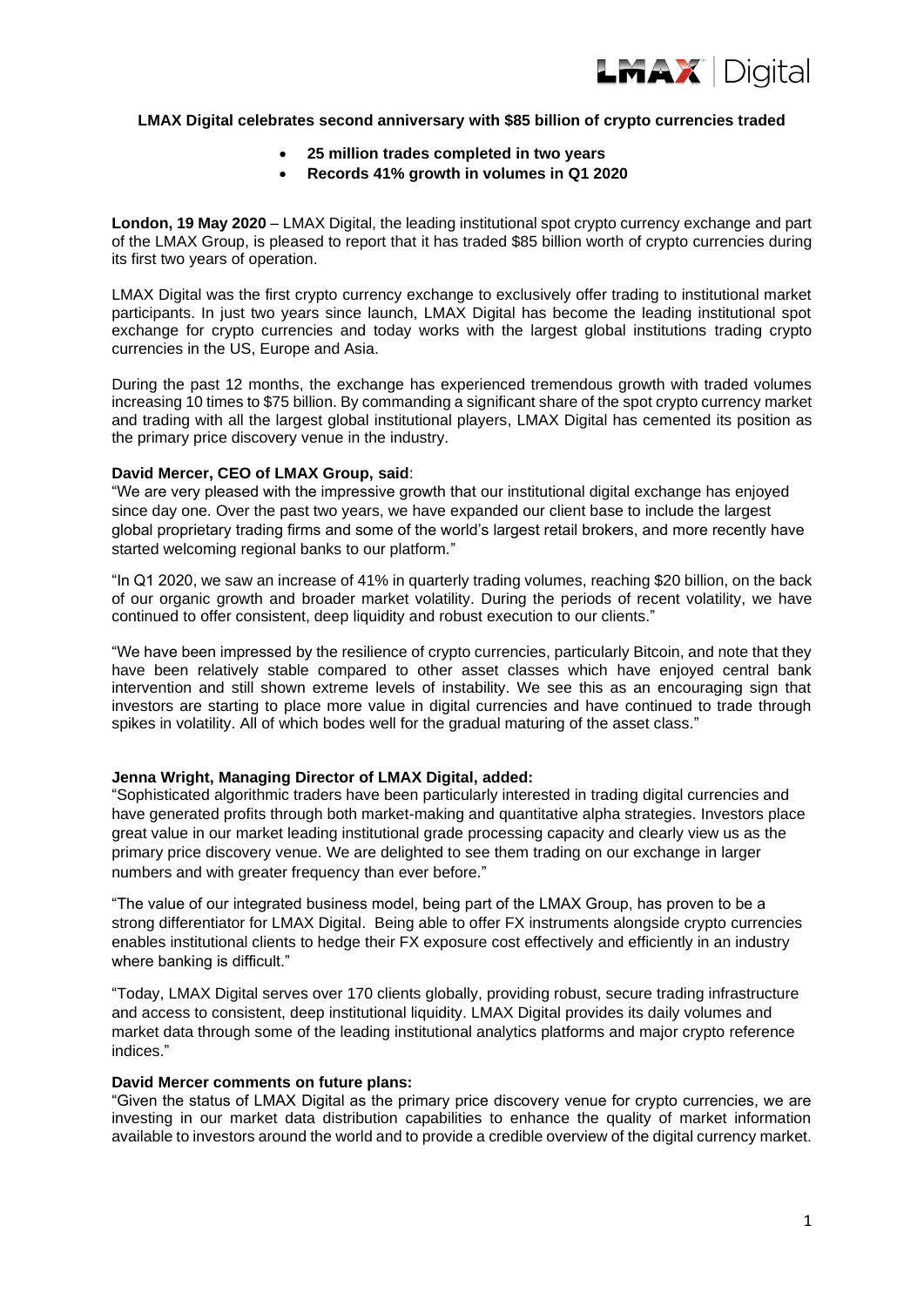**LMAX Digital celebrates second anniversary with $85 billion of crypto currencies traded**

- **25 million trades completed in two years**
- **Records 41% growth in volumes in Q1 2020**

**London, 19 May 2020** – LMAX Digital, the leading institutional spot crypto currency exchange and part of the LMAX Group, is pleased to report that it has traded $85 billion worth of crypto currencies during its first two years of operation.

LMAX Digital was the first crypto currency exchange to exclusively offer trading to institutional market participants. In just two years since launch, LMAX Digital has become the leading institutional spot exchange for crypto currencies and today works with the largest global institutions trading crypto currencies in the US, Europe and Asia.

During the past 12 months, the exchange has experienced tremendous growth with traded volumes increasing 10 times to $75 billion. By commanding a significant share of the spot crypto currency market and trading with all the largest global institutional players, LMAX Digital has cemented its position as the primary price discovery venue in the industry.

**David Mercer, CEO of LMAX Group, said**:

"We are very pleased with the impressive growth that our institutional digital exchange has enjoyed since day one. Over the past two years, we have expanded our client base to include the largest global proprietary trading firms and some of the world's largest retail brokers, and more recently have started welcoming regional banks to our platform."

"In Q1 2020, we saw an increase of 41% in quarterly trading volumes, reaching $20 billion, on the back of our organic growth and broader market volatility. During the periods of recent volatility, we have continued to offer consistent, deep liquidity and robust execution to our clients."

"We have been impressed by the resilience of crypto currencies, particularly Bitcoin, and note that they have been relatively stable compared to other asset classes which have enjoyed central bank intervention and still shown extreme levels of instability. We see this as an encouraging sign that investors are starting to place more value in digital currencies and have continued to trade through spikes in volatility. All of which bodes well for the gradual maturing of the asset class."

**Jenna Wright, Managing Director of LMAX Digital, added:**

"Sophisticated algorithmic traders have been particularly interested in trading digital currencies and have generated profits through both market-making and quantitative alpha strategies. Investors place great value in our market leading institutional grade processing capacity and clearly view us as the primary price discovery venue. We are delighted to see them trading on our exchange in larger numbers and with greater frequency than ever before."

"The value of our integrated business model, being part of the LMAX Group, has proven to be a strong differentiator for LMAX Digital. Being able to offer FX instruments alongside crypto currencies enables institutional clients to hedge their FX exposure cost effectively and efficiently in an industry where banking is difficult."

"Today, LMAX Digital serves over 170 clients globally, providing robust, secure trading infrastructure and access to consistent, deep institutional liquidity. LMAX Digital provides its daily volumes and market data through some of the leading institutional analytics platforms and major crypto reference indices."

**David Mercer comments on future plans:**

"Given the status of LMAX Digital as the primary price discovery venue for crypto currencies, we are investing in our market data distribution capabilities to enhance the quality of market information available to investors around the world and to provide a credible overview of the digital currency market.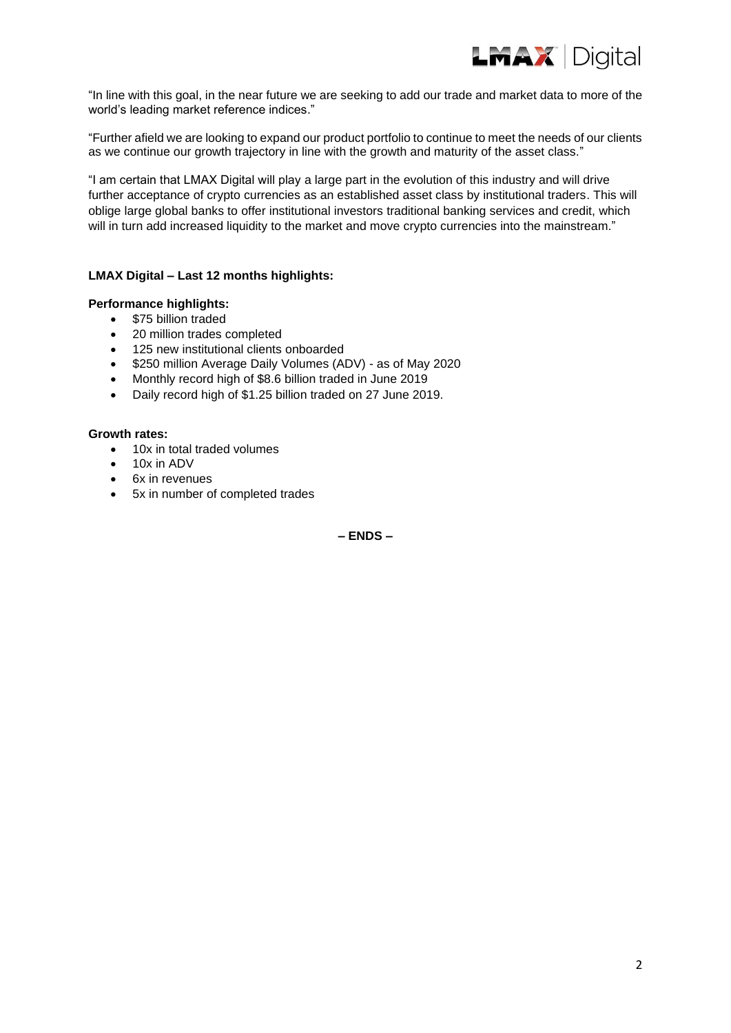"In line with this goal, in the near future we are seeking to add our trade and market data to more of the world's leading market reference indices."

"Further afield we are looking to expand our product portfolio to continue to meet the needs of our clients as we continue our growth trajectory in line with the growth and maturity of the asset class."

"I am certain that LMAX Digital will play a large part in the evolution of this industry and will drive further acceptance of crypto currencies as an established asset class by institutional traders. This will oblige large global banks to offer institutional investors traditional banking services and credit, which will in turn add increased liquidity to the market and move crypto currencies into the mainstream."

**LMAX Digital – Last 12 months highlights:**

**Performance highlights:**

- $75 billion traded
- 20 million trades completed
- 125 new institutional clients onboarded
- $250 million Average Daily Volumes (ADV) - as of May 2020
- Monthly record high of $8.6 billion traded in June 2019
- Daily record high of $1.25 billion traded on 27 June 2019.

**Growth rates:**

- 10x in total traded volumes
- 10x in ADV
- 6x in revenues
- 5x in number of completed trades

**– ENDS –**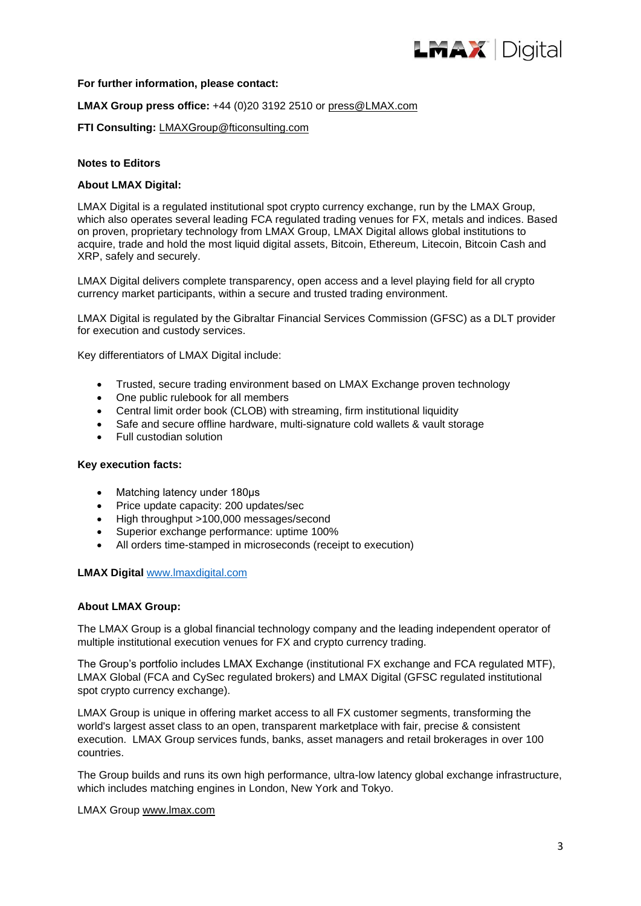**For further information, please contact:**

**LMAX Group press office:** +44 (0)20 3192 2510 or press@LMAX.com

**FTI Consulting:** LMAXGroup@fticonsulting.com

**Notes to Editors**

**About LMAX Digital:**

LMAX Digital is a regulated institutional spot crypto currency exchange, run by the LMAX Group, which also operates several leading FCA regulated trading venues for FX, metals and indices. Based on proven, proprietary technology from LMAX Group, LMAX Digital allows global institutions to acquire, trade and hold the most liquid digital assets, Bitcoin, Ethereum, Litecoin, Bitcoin Cash and XRP, safely and securely.

LMAX Digital delivers complete transparency, open access and a level playing field for all crypto currency market participants, within a secure and trusted trading environment.

LMAX Digital is regulated by the Gibraltar Financial Services Commission (GFSC) as a DLT provider for execution and custody services.

Key differentiators of LMAX Digital include:

- Trusted, secure trading environment based on LMAX Exchange proven technology
- One public rulebook for all members
- Central limit order book (CLOB) with streaming, firm institutional liquidity
- Safe and secure offline hardware, multi-signature cold wallets & vault storage
- Full custodian solution

**Key execution facts:**

- Matching latency under 180μs
- Price update capacity: 200 updates/sec
- High throughput >100,000 messages/second
- Superior exchange performance: uptime 100%
- All orders time-stamped in microseconds (receipt to execution)

**LMAX Digital** www.lmaxdigital.com

**About LMAX Group:**

The LMAX Group is a global financial technology company and the leading independent operator of multiple institutional execution venues for FX and crypto currency trading.

The Group's portfolio includes LMAX Exchange (institutional FX exchange and FCA regulated MTF), LMAX Global (FCA and CySec regulated brokers) and LMAX Digital (GFSC regulated institutional spot crypto currency exchange).

LMAX Group is unique in offering market access to all FX customer segments, transforming the world's largest asset class to an open, transparent marketplace with fair, precise & consistent execution. LMAX Group services funds, banks, asset managers and retail brokerages in over 100 countries.

The Group builds and runs its own high performance, ultra-low latency global exchange infrastructure, which includes matching engines in London, New York and Tokyo.

LMAX Group www.lmax.com